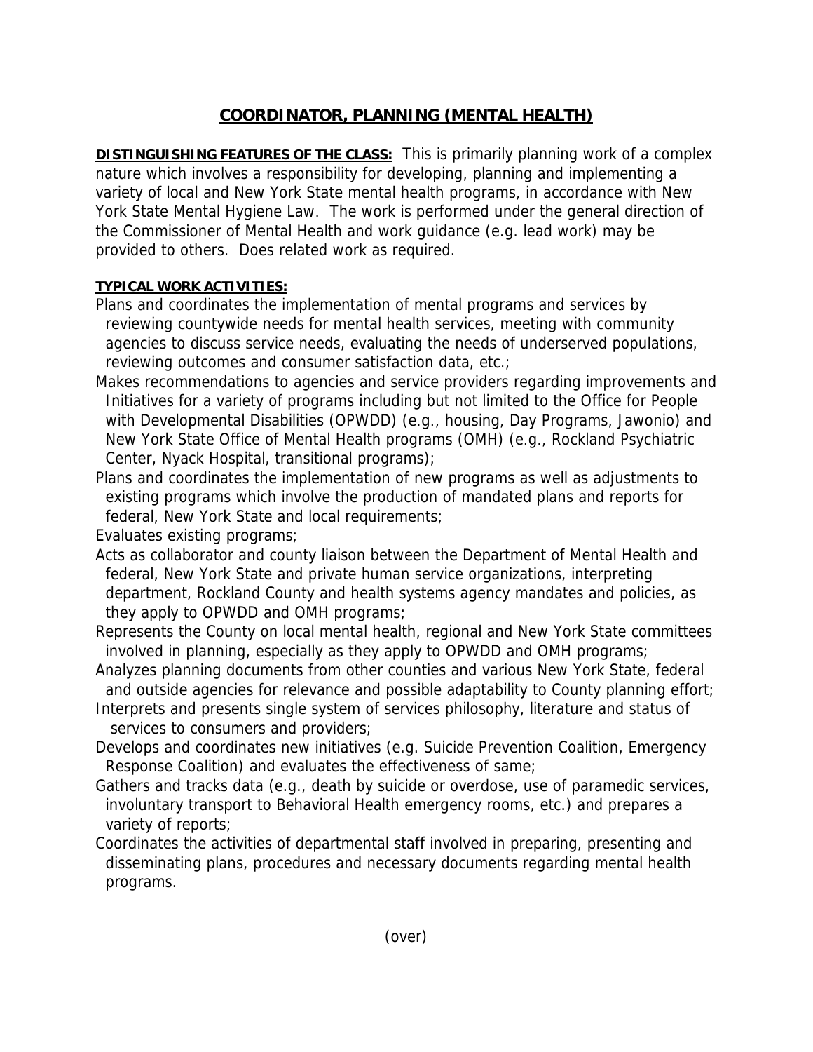# COORDINATOR, PLANNING (MENTAL HEALTH)

**DISTINGUISHING FEATURES OF THE CLASS:** This is primarily planning work of a complex nature which involves a responsibility for developing, planning and implementing a variety of local and New York State mental health programs, in accordance with New York State Mental Hygiene Law. The work is performed under the general direction of the Commissioner of Mental Health and work guidance (e.g. lead work) may be provided to others. Does related work as required.

**TYPICAL WORK ACTIVITIES:**

Plans and coordinates the implementation of mental programs and services by reviewing countywide needs for mental health services, meeting with community agencies to discuss service needs, evaluating the needs of underserved populations, reviewing outcomes and consumer satisfaction data, etc.;

Makes recommendations to agencies and service providers regarding improvements and Initiatives for a variety of programs including but not limited to the Office for People with Developmental Disabilities (OPWDD) (e.g., housing, Day Programs, Jawonio) and New York State Office of Mental Health programs (OMH) (e.g., Rockland Psychiatric Center, Nyack Hospital, transitional programs);

Plans and coordinates the implementation of new programs as well as adjustments to existing programs which involve the production of mandated plans and reports for federal, New York State and local requirements;

Evaluates existing programs;

Acts as collaborator and county liaison between the Department of Mental Health and federal, New York State and private human service organizations, interpreting department, Rockland County and health systems agency mandates and policies, as they apply to OPWDD and OMH programs;

Represents the County on local mental health, regional and New York State committees involved in planning, especially as they apply to OPWDD and OMH programs;

Analyzes planning documents from other counties and various New York State, federal and outside agencies for relevance and possible adaptability to County planning effort;

Interprets and presents single system of services philosophy, literature and status of services to consumers and providers;

Develops and coordinates new initiatives (e.g. Suicide Prevention Coalition, Emergency Response Coalition) and evaluates the effectiveness of same;

Gathers and tracks data (e.g., death by suicide or overdose, use of paramedic services, involuntary transport to Behavioral Health emergency rooms, etc.) and prepares a variety of reports;

Coordinates the activities of departmental staff involved in preparing, presenting and disseminating plans, procedures and necessary documents regarding mental health programs.

(over)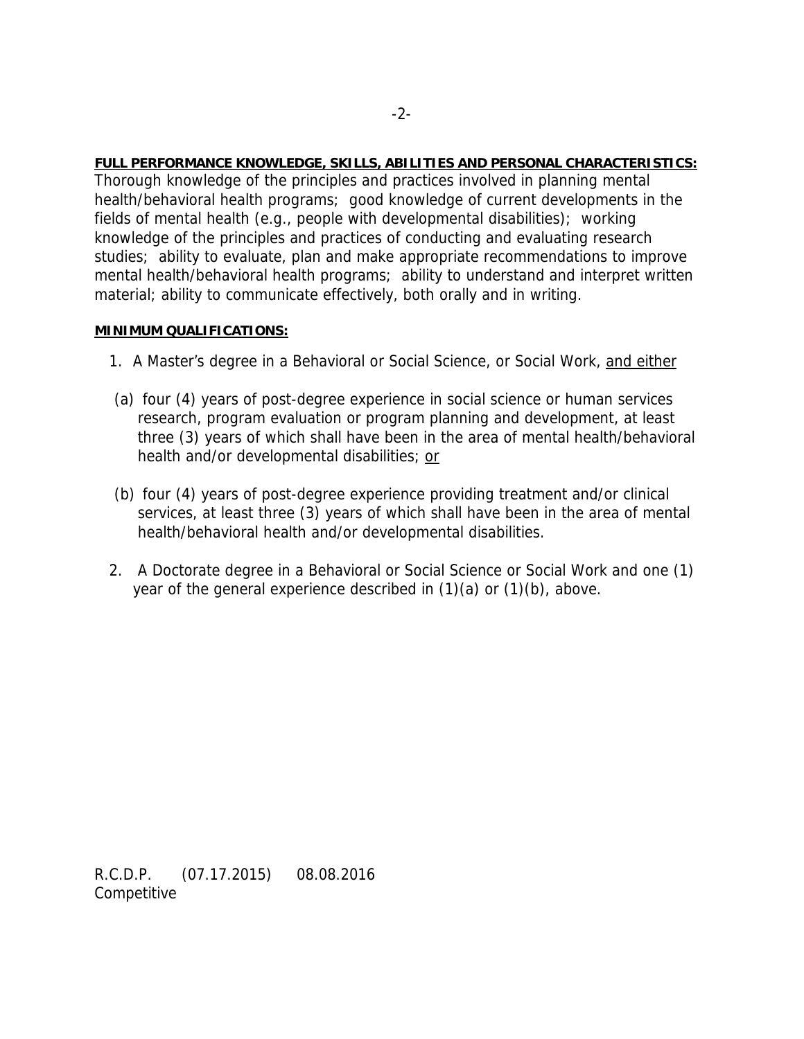**FULL PERFORMANCE KNOWLEDGE, SKILLS, ABILITIES AND PERSONAL CHARACTERISTICS:**
Thorough knowledge of the principles and practices involved in planning mental health/behavioral health programs; good knowledge of current developments in the fields of mental health (e.g., people with developmental disabilities); working knowledge of the principles and practices of conducting and evaluating research studies; ability to evaluate, plan and make appropriate recommendations to improve mental health/behavioral health programs; ability to understand and interpret written material; ability to communicate effectively, both orally and in writing.

**MINIMUM QUALIFICATIONS:**

1. A Master's degree in a Behavioral or Social Science, or Social Work, and either

   (a) four (4) years of post-degree experience in social science or human services research, program evaluation or program planning and development, at least three (3) years of which shall have been in the area of mental health/behavioral health and/or developmental disabilities; or

   (b) four (4) years of post-degree experience providing treatment and/or clinical services, at least three (3) years of which shall have been in the area of mental health/behavioral health and/or developmental disabilities.

2. A Doctorate degree in a Behavioral or Social Science or Social Work and one (1) year of the general experience described in (1)(a) or (1)(b), above.

R.C.D.P. (07.17.2015) 08.08.2016
Competitive